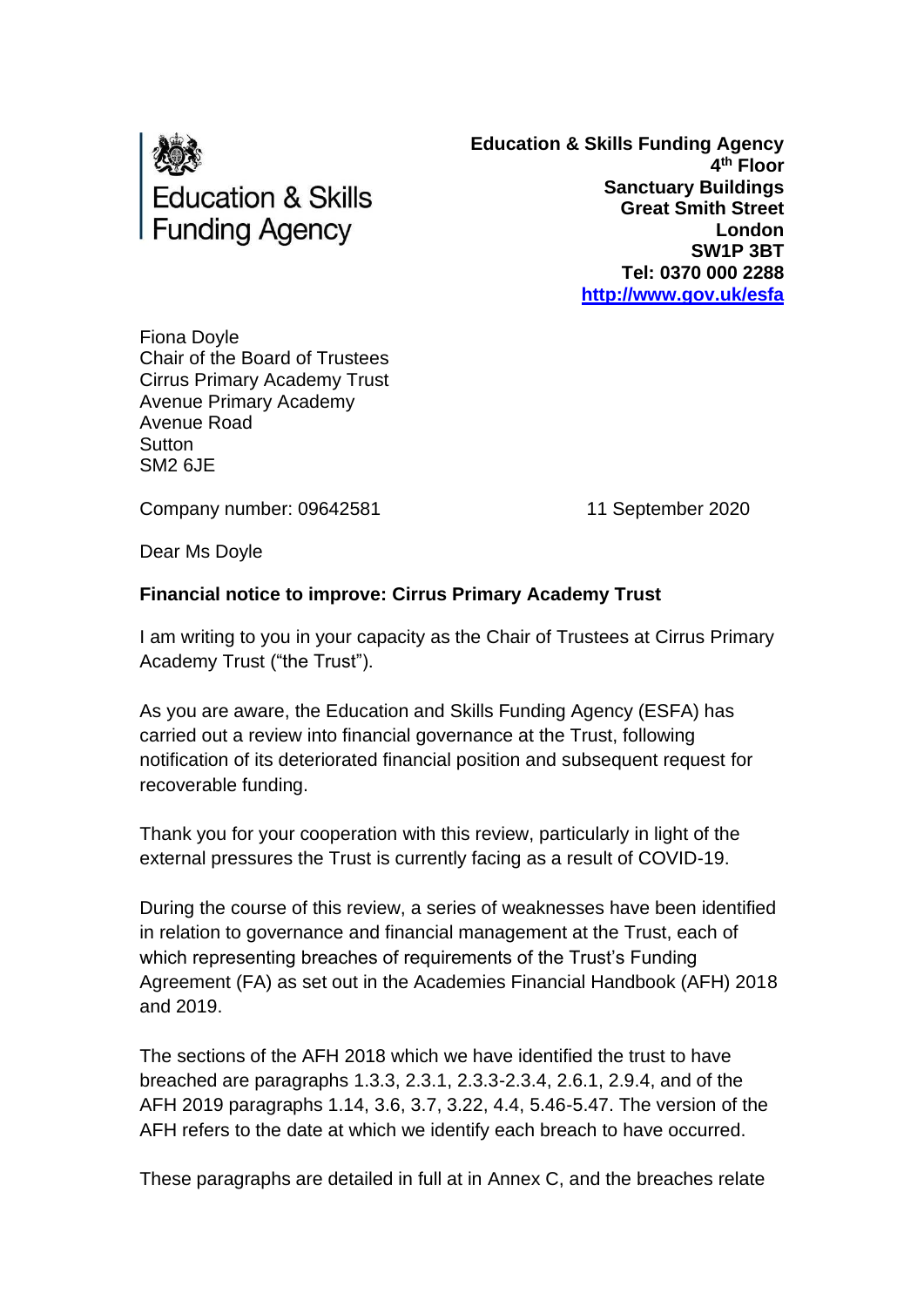Education & Skills Funding Agency

**Education & Skills Funding Agency**
**4th Floor**
**Sanctuary Buildings**
**Great Smith Street**
**London**
**SW1P 3BT**
**Tel: 0370 000 2288**
**http://www.gov.uk/esfa**

Fiona Doyle
Chair of the Board of Trustees
Cirrus Primary Academy Trust
Avenue Primary Academy
Avenue Road
Sutton
SM2 6JE

Company number: 09642581

11 September 2020

Dear Ms Doyle

**Financial notice to improve: Cirrus Primary Academy Trust**

I am writing to you in your capacity as the Chair of Trustees at Cirrus Primary Academy Trust ("the Trust").

As you are aware, the Education and Skills Funding Agency (ESFA) has carried out a review into financial governance at the Trust, following notification of its deteriorated financial position and subsequent request for recoverable funding.

Thank you for your cooperation with this review, particularly in light of the external pressures the Trust is currently facing as a result of COVID-19.

During the course of this review, a series of weaknesses have been identified in relation to governance and financial management at the Trust, each of which representing breaches of requirements of the Trust's Funding Agreement (FA) as set out in the Academies Financial Handbook (AFH) 2018 and 2019.

The sections of the AFH 2018 which we have identified the trust to have breached are paragraphs 1.3.3, 2.3.1, 2.3.3-2.3.4, 2.6.1, 2.9.4, and of the AFH 2019 paragraphs 1.14, 3.6, 3.7, 3.22, 4.4, 5.46-5.47. The version of the AFH refers to the date at which we identify each breach to have occurred.

These paragraphs are detailed in full at in Annex C, and the breaches relate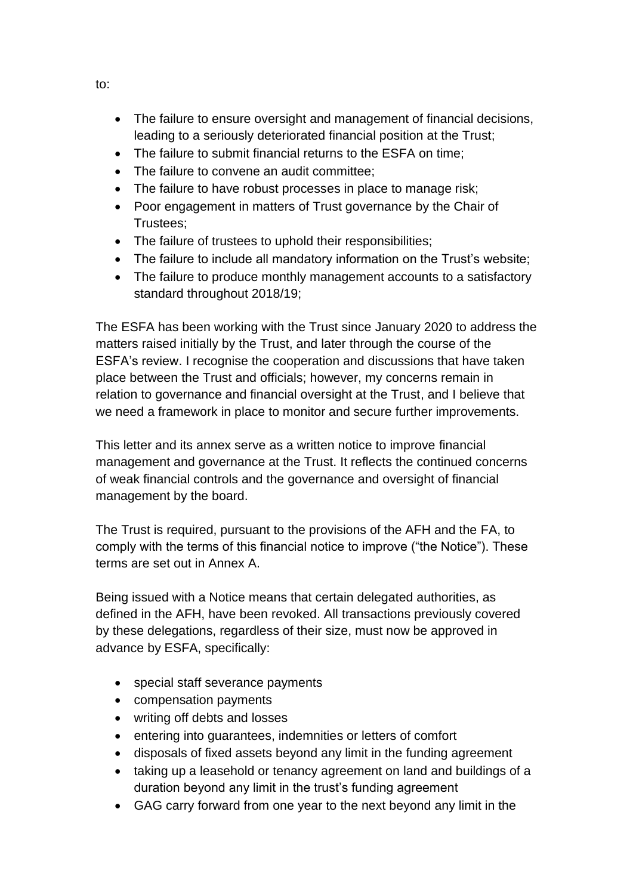to:

- The failure to ensure oversight and management of financial decisions, leading to a seriously deteriorated financial position at the Trust;
- The failure to submit financial returns to the ESFA on time;
- The failure to convene an audit committee;
- The failure to have robust processes in place to manage risk;
- Poor engagement in matters of Trust governance by the Chair of Trustees;
- The failure of trustees to uphold their responsibilities;
- The failure to include all mandatory information on the Trust's website;
- The failure to produce monthly management accounts to a satisfactory standard throughout 2018/19;

The ESFA has been working with the Trust since January 2020 to address the matters raised initially by the Trust, and later through the course of the ESFA's review. I recognise the cooperation and discussions that have taken place between the Trust and officials; however, my concerns remain in relation to governance and financial oversight at the Trust, and I believe that we need a framework in place to monitor and secure further improvements.

This letter and its annex serve as a written notice to improve financial management and governance at the Trust. It reflects the continued concerns of weak financial controls and the governance and oversight of financial management by the board.

The Trust is required, pursuant to the provisions of the AFH and the FA, to comply with the terms of this financial notice to improve ("the Notice"). These terms are set out in Annex A.

Being issued with a Notice means that certain delegated authorities, as defined in the AFH, have been revoked. All transactions previously covered by these delegations, regardless of their size, must now be approved in advance by ESFA, specifically:

- special staff severance payments
- compensation payments
- writing off debts and losses
- entering into guarantees, indemnities or letters of comfort
- disposals of fixed assets beyond any limit in the funding agreement
- taking up a leasehold or tenancy agreement on land and buildings of a duration beyond any limit in the trust's funding agreement
- GAG carry forward from one year to the next beyond any limit in the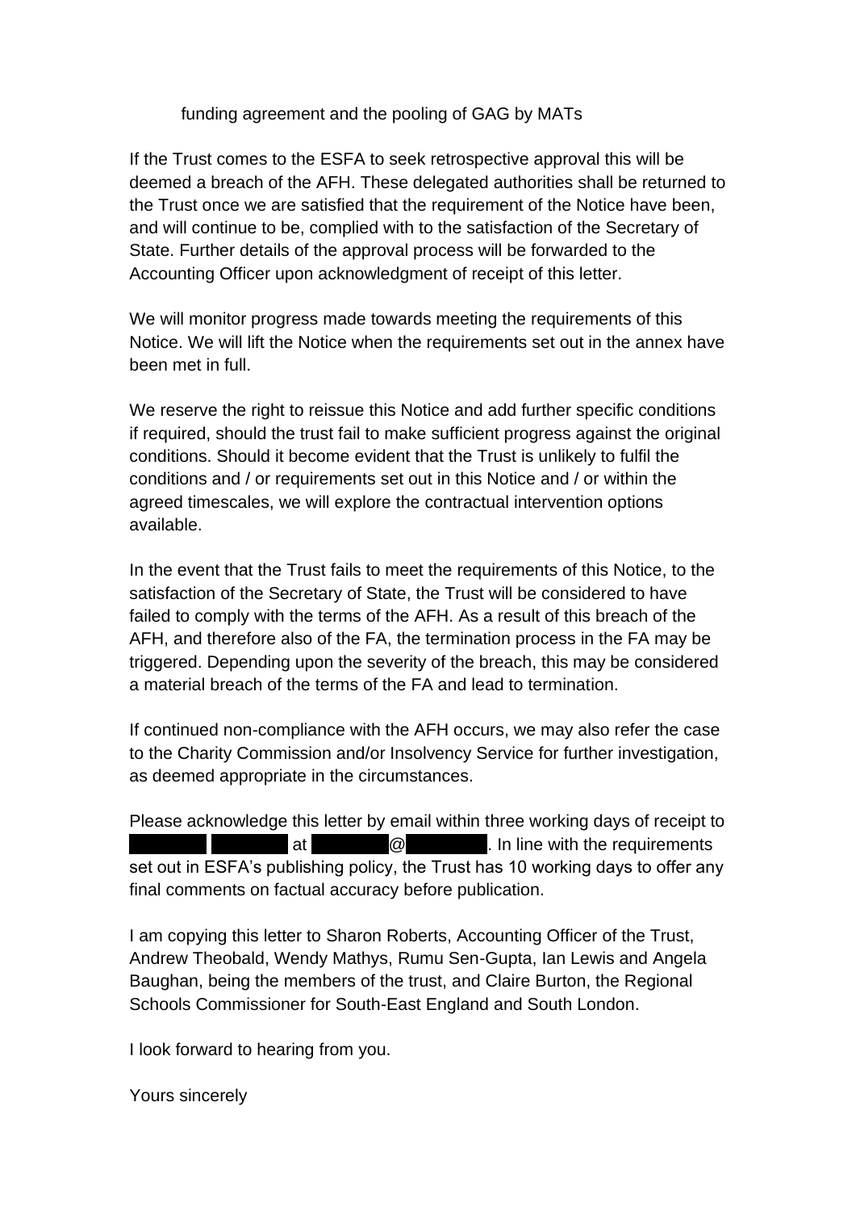funding agreement and the pooling of GAG by MATs

If the Trust comes to the ESFA to seek retrospective approval this will be deemed a breach of the AFH. These delegated authorities shall be returned to the Trust once we are satisfied that the requirement of the Notice have been, and will continue to be, complied with to the satisfaction of the Secretary of State. Further details of the approval process will be forwarded to the Accounting Officer upon acknowledgment of receipt of this letter.

We will monitor progress made towards meeting the requirements of this Notice. We will lift the Notice when the requirements set out in the annex have been met in full.

We reserve the right to reissue this Notice and add further specific conditions if required, should the trust fail to make sufficient progress against the original conditions. Should it become evident that the Trust is unlikely to fulfil the conditions and / or requirements set out in this Notice and / or within the agreed timescales, we will explore the contractual intervention options available.

In the event that the Trust fails to meet the requirements of this Notice, to the satisfaction of the Secretary of State, the Trust will be considered to have failed to comply with the terms of the AFH. As a result of this breach of the AFH, and therefore also of the FA, the termination process in the FA may be triggered. Depending upon the severity of the breach, this may be considered a material breach of the terms of the FA and lead to termination.

If continued non-compliance with the AFH occurs, we may also refer the case to the Charity Commission and/or Insolvency Service for further investigation, as deemed appropriate in the circumstances.

Please acknowledge this letter by email within three working days of receipt to ██████ ██████ at ██████@██████. In line with the requirements set out in ESFA's publishing policy, the Trust has 10 working days to offer any final comments on factual accuracy before publication.

I am copying this letter to Sharon Roberts, Accounting Officer of the Trust, Andrew Theobald, Wendy Mathys, Rumu Sen-Gupta, Ian Lewis and Angela Baughan, being the members of the trust, and Claire Burton, the Regional Schools Commissioner for South-East England and South London.

I look forward to hearing from you.

Yours sincerely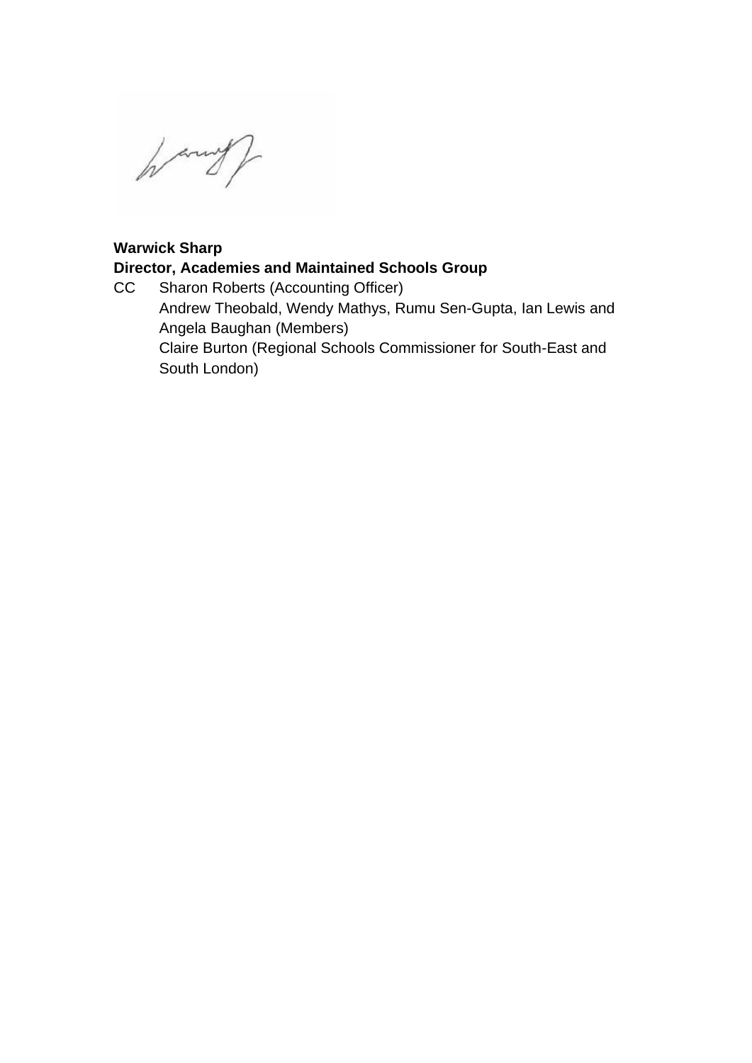**Warwick Sharp**
**Director, Academies and Maintained Schools Group**

CC  Sharon Roberts (Accounting Officer)
Andrew Theobald, Wendy Mathys, Rumu Sen-Gupta, Ian Lewis and Angela Baughan (Members)
Claire Burton (Regional Schools Commissioner for South-East and South London)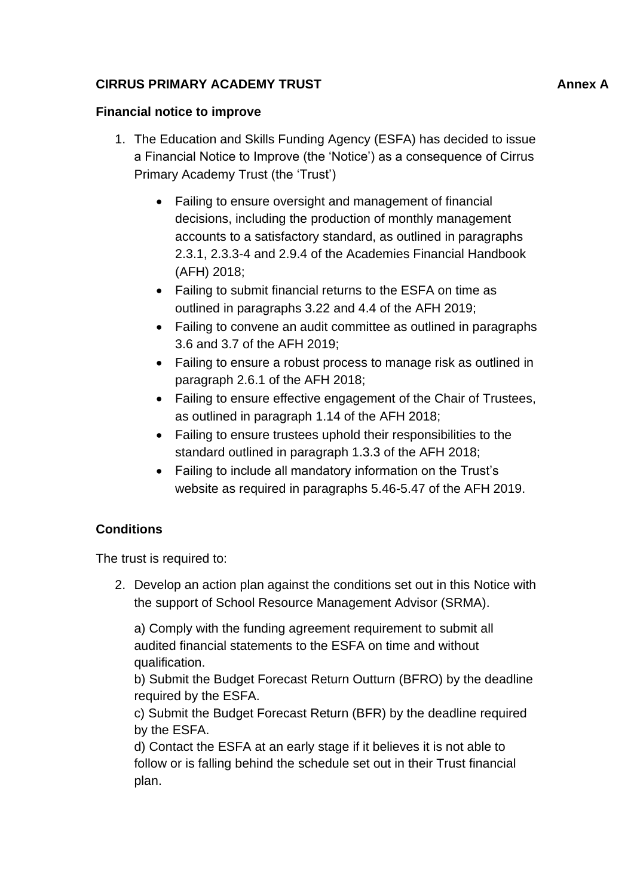**CIRRUS PRIMARY ACADEMY TRUST** **Annex A**

**Financial notice to improve**

1. The Education and Skills Funding Agency (ESFA) has decided to issue a Financial Notice to Improve (the 'Notice') as a consequence of Cirrus Primary Academy Trust (the 'Trust')

    - Failing to ensure oversight and management of financial decisions, including the production of monthly management accounts to a satisfactory standard, as outlined in paragraphs 2.3.1, 2.3.3-4 and 2.9.4 of the Academies Financial Handbook (AFH) 2018;
    - Failing to submit financial returns to the ESFA on time as outlined in paragraphs 3.22 and 4.4 of the AFH 2019;
    - Failing to convene an audit committee as outlined in paragraphs 3.6 and 3.7 of the AFH 2019;
    - Failing to ensure a robust process to manage risk as outlined in paragraph 2.6.1 of the AFH 2018;
    - Failing to ensure effective engagement of the Chair of Trustees, as outlined in paragraph 1.14 of the AFH 2018;
    - Failing to ensure trustees uphold their responsibilities to the standard outlined in paragraph 1.3.3 of the AFH 2018;
    - Failing to include all mandatory information on the Trust's website as required in paragraphs 5.46-5.47 of the AFH 2019.

**Conditions**

The trust is required to:

2. Develop an action plan against the conditions set out in this Notice with the support of School Resource Management Advisor (SRMA).

    a) Comply with the funding agreement requirement to submit all audited financial statements to the ESFA on time and without qualification.
    b) Submit the Budget Forecast Return Outturn (BFRO) by the deadline required by the ESFA.
    c) Submit the Budget Forecast Return (BFR) by the deadline required by the ESFA.
    d) Contact the ESFA at an early stage if it believes it is not able to follow or is falling behind the schedule set out in their Trust financial plan.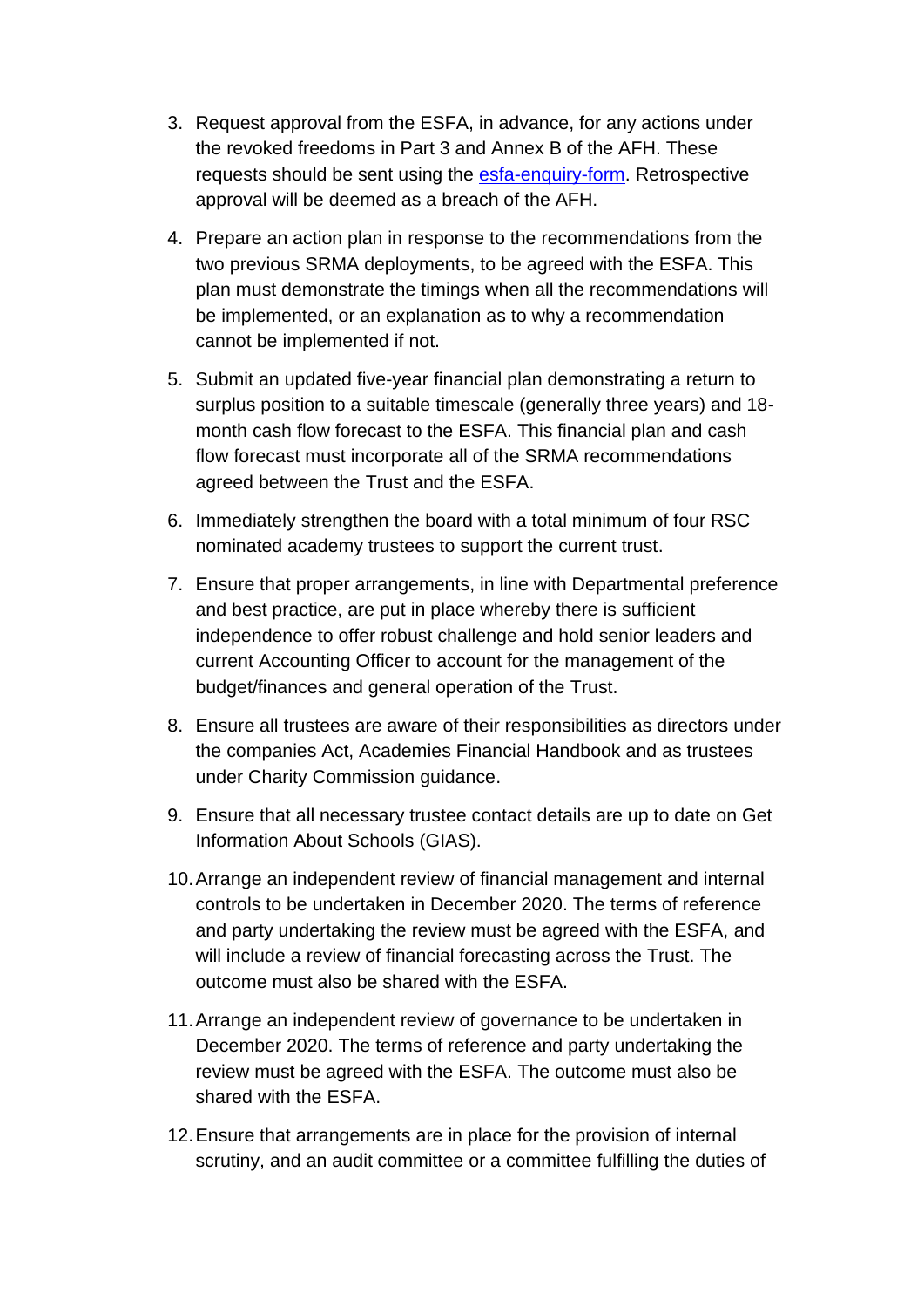3. Request approval from the ESFA, in advance, for any actions under the revoked freedoms in Part 3 and Annex B of the AFH. These requests should be sent using the [esfa-enquiry-form](esfa-enquiry-form). Retrospective approval will be deemed as a breach of the AFH.

4. Prepare an action plan in response to the recommendations from the two previous SRMA deployments, to be agreed with the ESFA. This plan must demonstrate the timings when all the recommendations will be implemented, or an explanation as to why a recommendation cannot be implemented if not.

5. Submit an updated five-year financial plan demonstrating a return to surplus position to a suitable timescale (generally three years) and 18-month cash flow forecast to the ESFA. This financial plan and cash flow forecast must incorporate all of the SRMA recommendations agreed between the Trust and the ESFA.

6. Immediately strengthen the board with a total minimum of four RSC nominated academy trustees to support the current trust.

7. Ensure that proper arrangements, in line with Departmental preference and best practice, are put in place whereby there is sufficient independence to offer robust challenge and hold senior leaders and current Accounting Officer to account for the management of the budget/finances and general operation of the Trust.

8. Ensure all trustees are aware of their responsibilities as directors under the companies Act, Academies Financial Handbook and as trustees under Charity Commission guidance.

9. Ensure that all necessary trustee contact details are up to date on Get Information About Schools (GIAS).

10. Arrange an independent review of financial management and internal controls to be undertaken in December 2020. The terms of reference and party undertaking the review must be agreed with the ESFA, and will include a review of financial forecasting across the Trust. The outcome must also be shared with the ESFA.

11. Arrange an independent review of governance to be undertaken in December 2020. The terms of reference and party undertaking the review must be agreed with the ESFA. The outcome must also be shared with the ESFA.

12. Ensure that arrangements are in place for the provision of internal scrutiny, and an audit committee or a committee fulfilling the duties of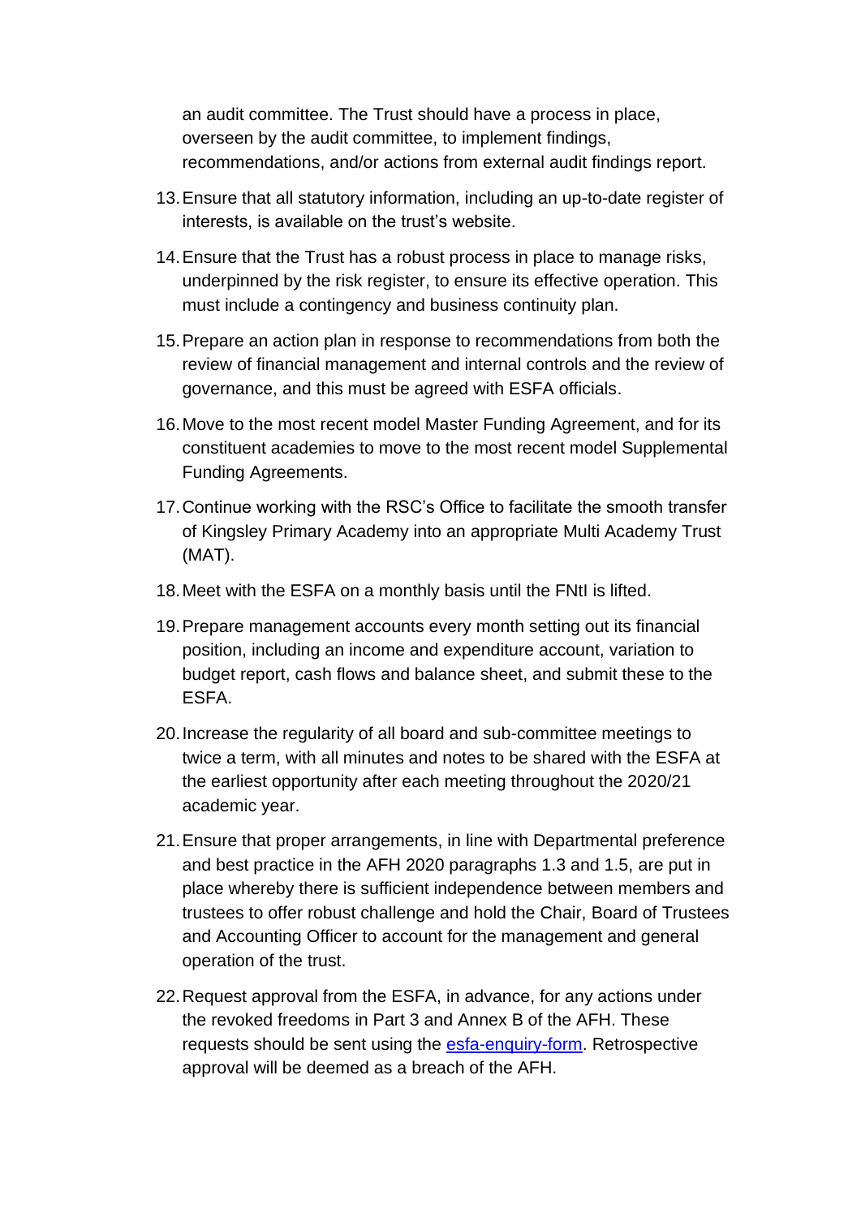an audit committee. The Trust should have a process in place, overseen by the audit committee, to implement findings, recommendations, and/or actions from external audit findings report.

13. Ensure that all statutory information, including an up-to-date register of interests, is available on the trust's website.
14. Ensure that the Trust has a robust process in place to manage risks, underpinned by the risk register, to ensure its effective operation. This must include a contingency and business continuity plan.
15. Prepare an action plan in response to recommendations from both the review of financial management and internal controls and the review of governance, and this must be agreed with ESFA officials.
16. Move to the most recent model Master Funding Agreement, and for its constituent academies to move to the most recent model Supplemental Funding Agreements.
17. Continue working with the RSC's Office to facilitate the smooth transfer of Kingsley Primary Academy into an appropriate Multi Academy Trust (MAT).
18. Meet with the ESFA on a monthly basis until the FNtI is lifted.
19. Prepare management accounts every month setting out its financial position, including an income and expenditure account, variation to budget report, cash flows and balance sheet, and submit these to the ESFA.
20. Increase the regularity of all board and sub-committee meetings to twice a term, with all minutes and notes to be shared with the ESFA at the earliest opportunity after each meeting throughout the 2020/21 academic year.
21. Ensure that proper arrangements, in line with Departmental preference and best practice in the AFH 2020 paragraphs 1.3 and 1.5, are put in place whereby there is sufficient independence between members and trustees to offer robust challenge and hold the Chair, Board of Trustees and Accounting Officer to account for the management and general operation of the trust.
22. Request approval from the ESFA, in advance, for any actions under the revoked freedoms in Part 3 and Annex B of the AFH. These requests should be sent using the [esfa-enquiry-form](). Retrospective approval will be deemed as a breach of the AFH.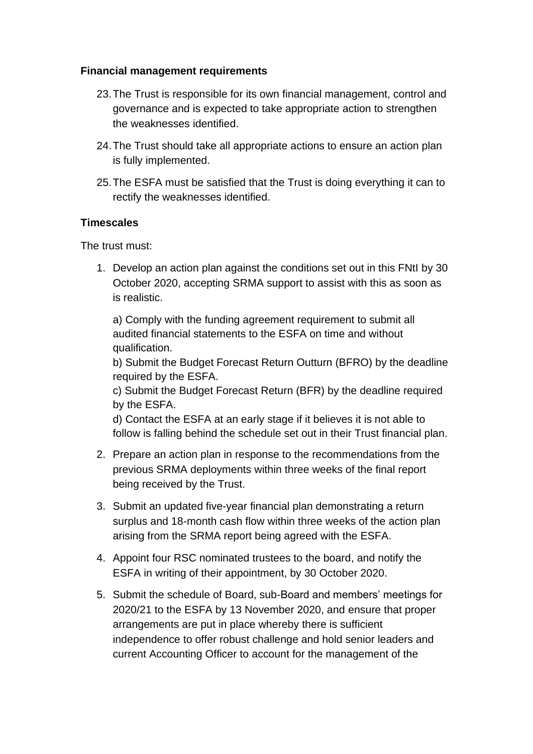**Financial management requirements**

23. The Trust is responsible for its own financial management, control and governance and is expected to take appropriate action to strengthen the weaknesses identified.

24. The Trust should take all appropriate actions to ensure an action plan is fully implemented.

25. The ESFA must be satisfied that the Trust is doing everything it can to rectify the weaknesses identified.

**Timescales**

The trust must:

1. Develop an action plan against the conditions set out in this FNtI by 30 October 2020, accepting SRMA support to assist with this as soon as is realistic.

   a) Comply with the funding agreement requirement to submit all audited financial statements to the ESFA on time and without qualification.
   b) Submit the Budget Forecast Return Outturn (BFRO) by the deadline required by the ESFA.
   c) Submit the Budget Forecast Return (BFR) by the deadline required by the ESFA.
   d) Contact the ESFA at an early stage if it believes it is not able to follow is falling behind the schedule set out in their Trust financial plan.

2. Prepare an action plan in response to the recommendations from the previous SRMA deployments within three weeks of the final report being received by the Trust.

3. Submit an updated five-year financial plan demonstrating a return surplus and 18-month cash flow within three weeks of the action plan arising from the SRMA report being agreed with the ESFA.

4. Appoint four RSC nominated trustees to the board, and notify the ESFA in writing of their appointment, by 30 October 2020.

5. Submit the schedule of Board, sub-Board and members' meetings for 2020/21 to the ESFA by 13 November 2020, and ensure that proper arrangements are put in place whereby there is sufficient independence to offer robust challenge and hold senior leaders and current Accounting Officer to account for the management of the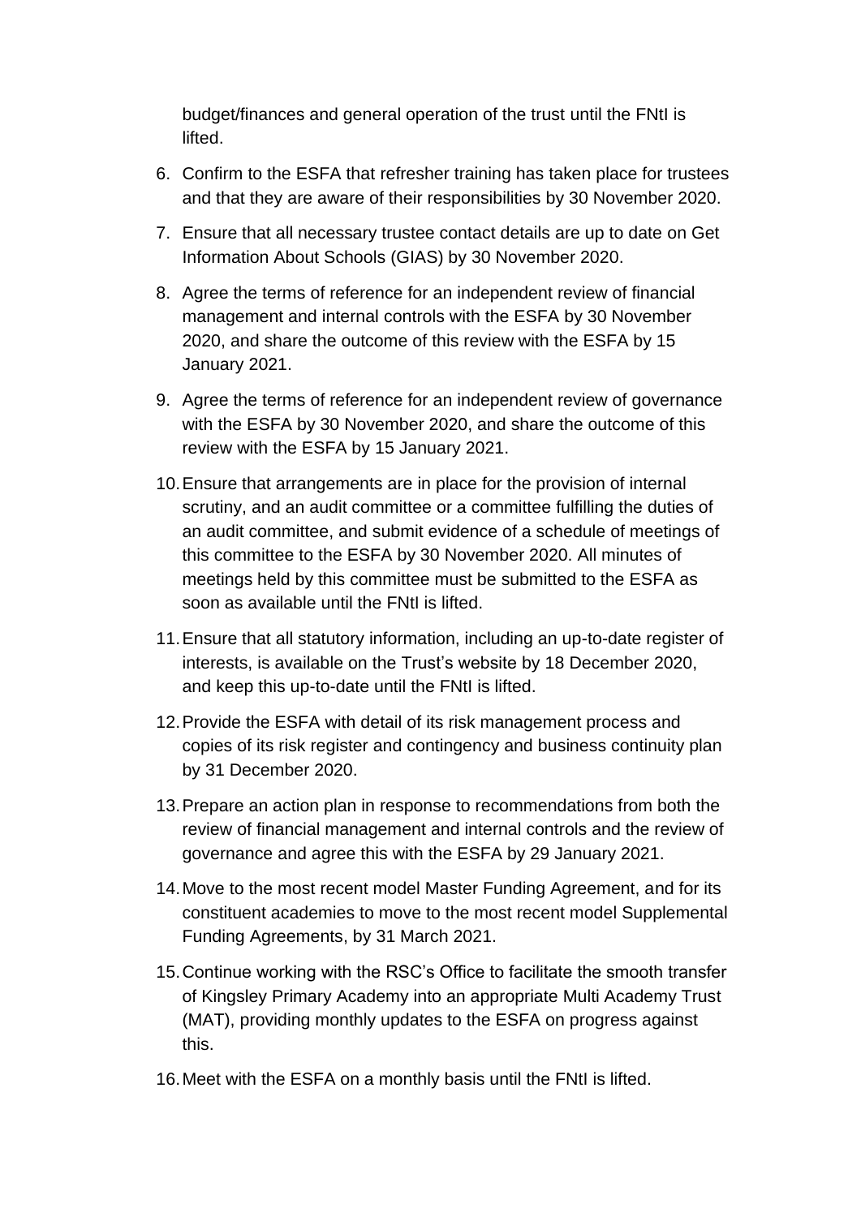budget/finances and general operation of the trust until the FNtI is lifted.

6. Confirm to the ESFA that refresher training has taken place for trustees and that they are aware of their responsibilities by 30 November 2020.
7. Ensure that all necessary trustee contact details are up to date on Get Information About Schools (GIAS) by 30 November 2020.
8. Agree the terms of reference for an independent review of financial management and internal controls with the ESFA by 30 November 2020, and share the outcome of this review with the ESFA by 15 January 2021.
9. Agree the terms of reference for an independent review of governance with the ESFA by 30 November 2020, and share the outcome of this review with the ESFA by 15 January 2021.
10. Ensure that arrangements are in place for the provision of internal scrutiny, and an audit committee or a committee fulfilling the duties of an audit committee, and submit evidence of a schedule of meetings of this committee to the ESFA by 30 November 2020. All minutes of meetings held by this committee must be submitted to the ESFA as soon as available until the FNtI is lifted.
11. Ensure that all statutory information, including an up-to-date register of interests, is available on the Trust's website by 18 December 2020, and keep this up-to-date until the FNtI is lifted.
12. Provide the ESFA with detail of its risk management process and copies of its risk register and contingency and business continuity plan by 31 December 2020.
13. Prepare an action plan in response to recommendations from both the review of financial management and internal controls and the review of governance and agree this with the ESFA by 29 January 2021.
14. Move to the most recent model Master Funding Agreement, and for its constituent academies to move to the most recent model Supplemental Funding Agreements, by 31 March 2021.
15. Continue working with the RSC's Office to facilitate the smooth transfer of Kingsley Primary Academy into an appropriate Multi Academy Trust (MAT), providing monthly updates to the ESFA on progress against this.
16. Meet with the ESFA on a monthly basis until the FNtI is lifted.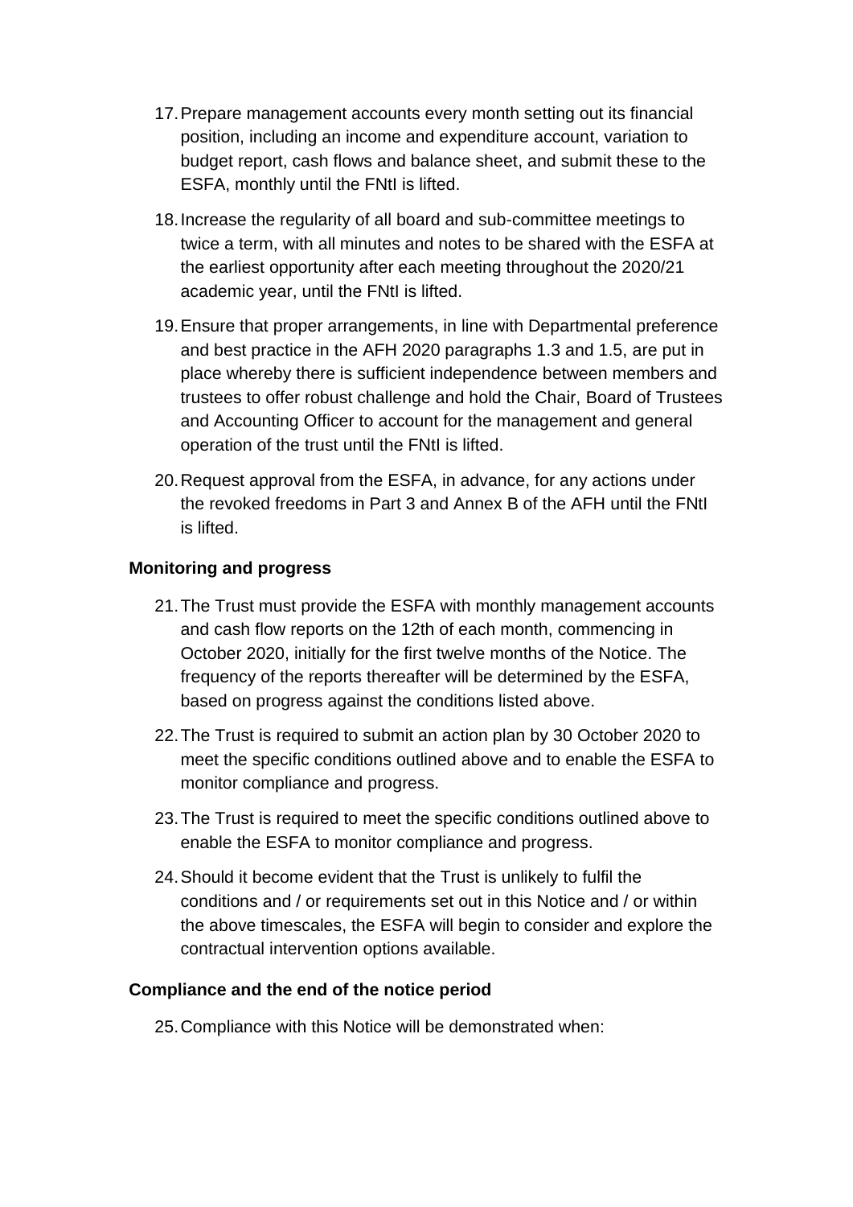17. Prepare management accounts every month setting out its financial position, including an income and expenditure account, variation to budget report, cash flows and balance sheet, and submit these to the ESFA, monthly until the FNtI is lifted.

18. Increase the regularity of all board and sub-committee meetings to twice a term, with all minutes and notes to be shared with the ESFA at the earliest opportunity after each meeting throughout the 2020/21 academic year, until the FNtI is lifted.

19. Ensure that proper arrangements, in line with Departmental preference and best practice in the AFH 2020 paragraphs 1.3 and 1.5, are put in place whereby there is sufficient independence between members and trustees to offer robust challenge and hold the Chair, Board of Trustees and Accounting Officer to account for the management and general operation of the trust until the FNtI is lifted.

20. Request approval from the ESFA, in advance, for any actions under the revoked freedoms in Part 3 and Annex B of the AFH until the FNtI is lifted.

**Monitoring and progress**

21. The Trust must provide the ESFA with monthly management accounts and cash flow reports on the 12th of each month, commencing in October 2020, initially for the first twelve months of the Notice. The frequency of the reports thereafter will be determined by the ESFA, based on progress against the conditions listed above.

22. The Trust is required to submit an action plan by 30 October 2020 to meet the specific conditions outlined above and to enable the ESFA to monitor compliance and progress.

23. The Trust is required to meet the specific conditions outlined above to enable the ESFA to monitor compliance and progress.

24. Should it become evident that the Trust is unlikely to fulfil the conditions and / or requirements set out in this Notice and / or within the above timescales, the ESFA will begin to consider and explore the contractual intervention options available.

**Compliance and the end of the notice period**

25. Compliance with this Notice will be demonstrated when: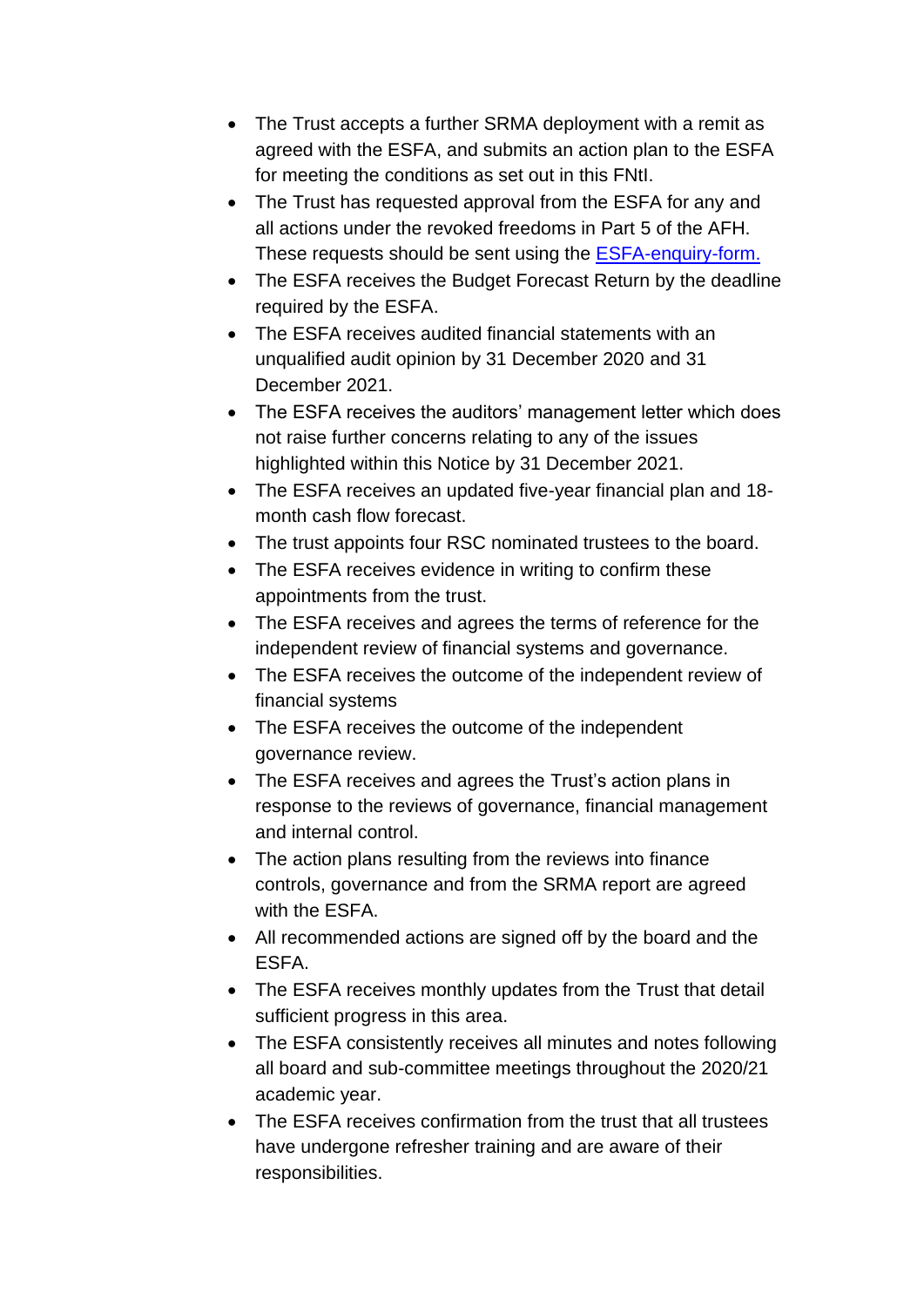- The Trust accepts a further SRMA deployment with a remit as agreed with the ESFA, and submits an action plan to the ESFA for meeting the conditions as set out in this FNtI.
- The Trust has requested approval from the ESFA for any and all actions under the revoked freedoms in Part 5 of the AFH. These requests should be sent using the [ESFA-enquiry-form.]()
- The ESFA receives the Budget Forecast Return by the deadline required by the ESFA.
- The ESFA receives audited financial statements with an unqualified audit opinion by 31 December 2020 and 31 December 2021.
- The ESFA receives the auditors' management letter which does not raise further concerns relating to any of the issues highlighted within this Notice by 31 December 2021.
- The ESFA receives an updated five-year financial plan and 18-month cash flow forecast.
- The trust appoints four RSC nominated trustees to the board.
- The ESFA receives evidence in writing to confirm these appointments from the trust.
- The ESFA receives and agrees the terms of reference for the independent review of financial systems and governance.
- The ESFA receives the outcome of the independent review of financial systems
- The ESFA receives the outcome of the independent governance review.
- The ESFA receives and agrees the Trust's action plans in response to the reviews of governance, financial management and internal control.
- The action plans resulting from the reviews into finance controls, governance and from the SRMA report are agreed with the ESFA.
- All recommended actions are signed off by the board and the ESFA.
- The ESFA receives monthly updates from the Trust that detail sufficient progress in this area.
- The ESFA consistently receives all minutes and notes following all board and sub-committee meetings throughout the 2020/21 academic year.
- The ESFA receives confirmation from the trust that all trustees have undergone refresher training and are aware of their responsibilities.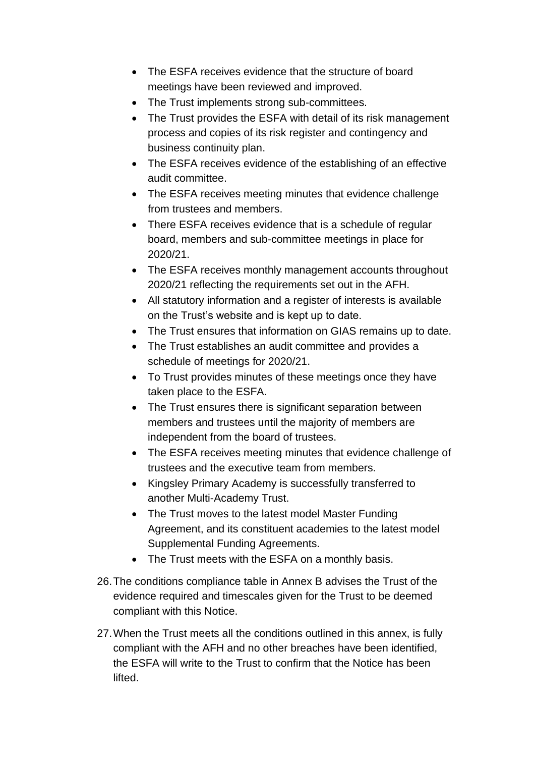- The ESFA receives evidence that the structure of board meetings have been reviewed and improved.
- The Trust implements strong sub-committees.
- The Trust provides the ESFA with detail of its risk management process and copies of its risk register and contingency and business continuity plan.
- The ESFA receives evidence of the establishing of an effective audit committee.
- The ESFA receives meeting minutes that evidence challenge from trustees and members.
- There ESFA receives evidence that is a schedule of regular board, members and sub-committee meetings in place for 2020/21.
- The ESFA receives monthly management accounts throughout 2020/21 reflecting the requirements set out in the AFH.
- All statutory information and a register of interests is available on the Trust's website and is kept up to date.
- The Trust ensures that information on GIAS remains up to date.
- The Trust establishes an audit committee and provides a schedule of meetings for 2020/21.
- To Trust provides minutes of these meetings once they have taken place to the ESFA.
- The Trust ensures there is significant separation between members and trustees until the majority of members are independent from the board of trustees.
- The ESFA receives meeting minutes that evidence challenge of trustees and the executive team from members.
- Kingsley Primary Academy is successfully transferred to another Multi-Academy Trust.
- The Trust moves to the latest model Master Funding Agreement, and its constituent academies to the latest model Supplemental Funding Agreements.
- The Trust meets with the ESFA on a monthly basis.

26. The conditions compliance table in Annex B advises the Trust of the evidence required and timescales given for the Trust to be deemed compliant with this Notice.

27. When the Trust meets all the conditions outlined in this annex, is fully compliant with the AFH and no other breaches have been identified, the ESFA will write to the Trust to confirm that the Notice has been lifted.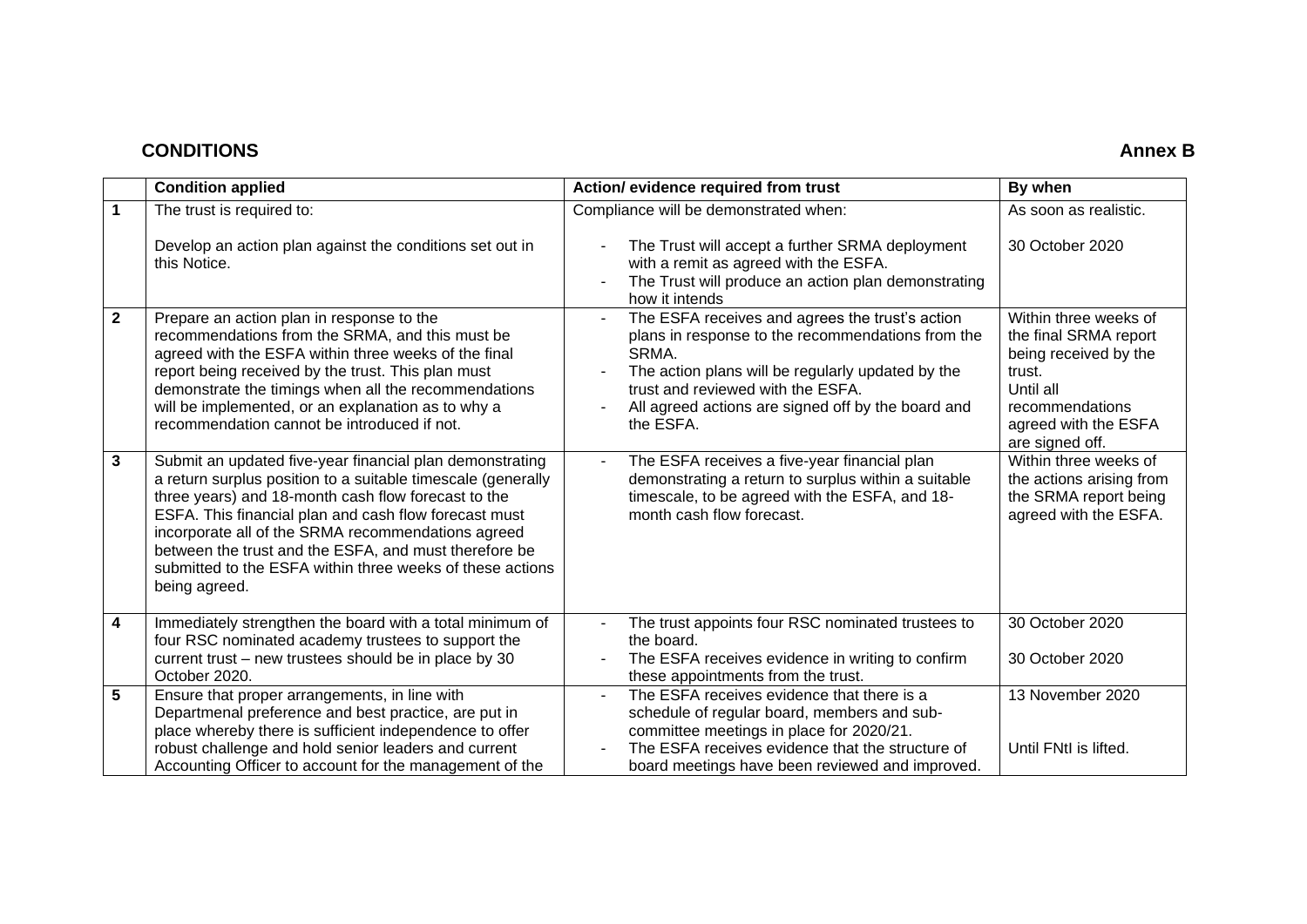## CONDITIONS

**Annex B**

| | **Condition applied** | **Action/ evidence required from trust** | **By when** |
|---|---|---|---|
| **1** | The trust is required to:<br><br>Develop an action plan against the conditions set out in this Notice. | Compliance will be demonstrated when:<br><br>- The Trust will accept a further SRMA deployment with a remit as agreed with the ESFA.<br>- The Trust will produce an action plan demonstrating how it intends | As soon as realistic.<br><br>30 October 2020 |
| **2** | Prepare an action plan in response to the recommendations from the SRMA, and this must be agreed with the ESFA within three weeks of the final report being received by the trust. This plan must demonstrate the timings when all the recommendations will be implemented, or an explanation as to why a recommendation cannot be introduced if not. | - The ESFA receives and agrees the trust's action plans in response to the recommendations from the SRMA.<br>- The action plans will be regularly updated by the trust and reviewed with the ESFA.<br>- All agreed actions are signed off by the board and the ESFA. | Within three weeks of the final SRMA report being received by the trust.<br>Until all recommendations agreed with the ESFA are signed off. |
| **3** | Submit an updated five-year financial plan demonstrating a return surplus position to a suitable timescale (generally three years) and 18-month cash flow forecast to the ESFA. This financial plan and cash flow forecast must incorporate all of the SRMA recommendations agreed between the trust and the ESFA, and must therefore be submitted to the ESFA within three weeks of these actions being agreed. | - The ESFA receives a five-year financial plan demonstrating a return to surplus within a suitable timescale, to be agreed with the ESFA, and 18-month cash flow forecast. | Within three weeks of the actions arising from the SRMA report being agreed with the ESFA. |
| **4** | Immediately strengthen the board with a total minimum of four RSC nominated academy trustees to support the current trust – new trustees should be in place by 30 October 2020. | - The trust appoints four RSC nominated trustees to the board.<br>- The ESFA receives evidence in writing to confirm these appointments from the trust. | 30 October 2020<br><br>30 October 2020 |
| **5** | Ensure that proper arrangements, in line with Departmenal preference and best practice, are put in place whereby there is sufficient independence to offer robust challenge and hold senior leaders and current Accounting Officer to account for the management of the | - The ESFA receives evidence that there is a schedule of regular board, members and sub-committee meetings in place for 2020/21.<br>- The ESFA receives evidence that the structure of board meetings have been reviewed and improved. | 13 November 2020<br><br>Until FNtI is lifted. |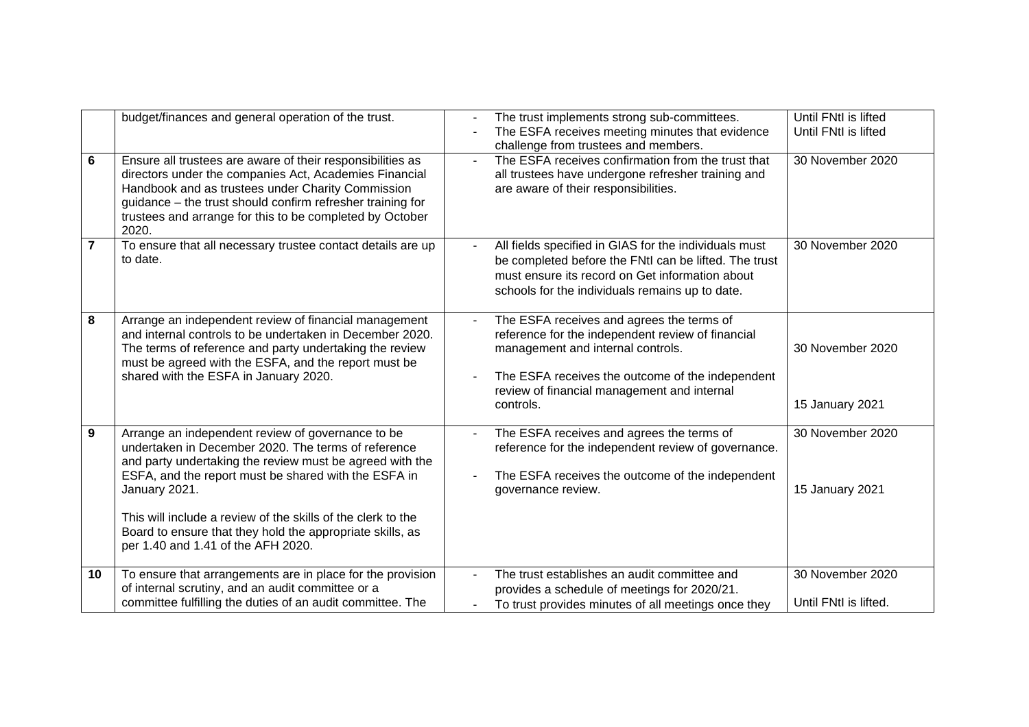| | | | |
|---|---|---|---|
| | budget/finances and general operation of the trust. | - The trust implements strong sub-committees.<br>- The ESFA receives meeting minutes that evidence challenge from trustees and members. | Until FNtI is lifted<br>Until FNtI is lifted |
| **6** | Ensure all trustees are aware of their responsibilities as directors under the companies Act, Academies Financial Handbook and as trustees under Charity Commission guidance – the trust should confirm refresher training for trustees and arrange for this to be completed by October 2020. | - The ESFA receives confirmation from the trust that all trustees have undergone refresher training and are aware of their responsibilities. | 30 November 2020 |
| **7** | To ensure that all necessary trustee contact details are up to date. | - All fields specified in GIAS for the individuals must be completed before the FNtI can be lifted. The trust must ensure its record on Get information about schools for the individuals remains up to date. | 30 November 2020 |
| **8** | Arrange an independent review of financial management and internal controls to be undertaken in December 2020. The terms of reference and party undertaking the review must be agreed with the ESFA, and the report must be shared with the ESFA in January 2020. | - The ESFA receives and agrees the terms of reference for the independent review of financial management and internal controls.<br>- The ESFA receives the outcome of the independent review of financial management and internal controls. | 30 November 2020<br><br>15 January 2021 |
| **9** | Arrange an independent review of governance to be undertaken in December 2020. The terms of reference and party undertaking the review must be agreed with the ESFA, and the report must be shared with the ESFA in January 2021.<br><br>This will include a review of the skills of the clerk to the Board to ensure that they hold the appropriate skills, as per 1.40 and 1.41 of the AFH 2020. | - The ESFA receives and agrees the terms of reference for the independent review of governance.<br>- The ESFA receives the outcome of the independent governance review. | 30 November 2020<br><br>15 January 2021 |
| **10** | To ensure that arrangements are in place for the provision of internal scrutiny, and an audit committee or a committee fulfilling the duties of an audit committee. The | - The trust establishes an audit committee and provides a schedule of meetings for 2020/21.<br>- To trust provides minutes of all meetings once they | 30 November 2020<br><br>Until FNtI is lifted. |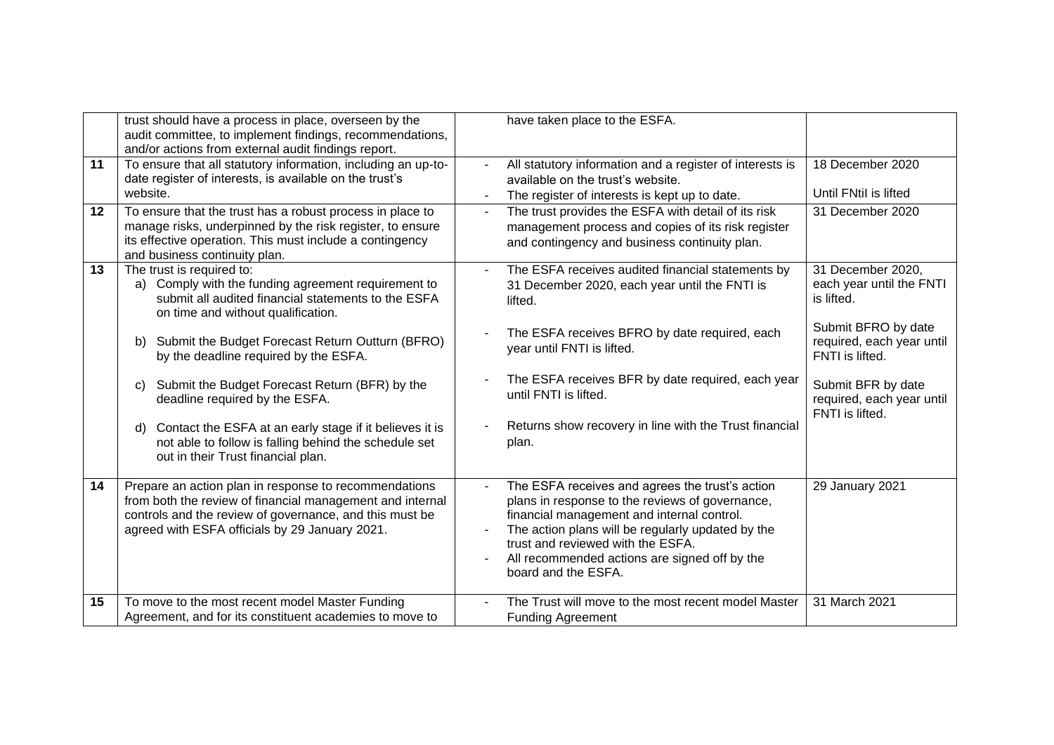|  |  |  |  |
|---|---|---|---|
|  | trust should have a process in place, overseen by the audit committee, to implement findings, recommendations, and/or actions from external audit findings report. | have taken place to the ESFA. |  |
| 11 | To ensure that all statutory information, including an up-to-date register of interests, is available on the trust's website. | - All statutory information and a register of interests is available on the trust's website.<br>- The register of interests is kept up to date. | 18 December 2020<br><br>Until FNtiI is lifted |
| 12 | To ensure that the trust has a robust process in place to manage risks, underpinned by the risk register, to ensure its effective operation. This must include a contingency and business continuity plan. | - The trust provides the ESFA with detail of its risk management process and copies of its risk register and contingency and business continuity plan. | 31 December 2020 |
| 13 | The trust is required to:<br>a) Comply with the funding agreement requirement to submit all audited financial statements to the ESFA on time and without qualification.<br><br>b) Submit the Budget Forecast Return Outturn (BFRO) by the deadline required by the ESFA.<br><br>c) Submit the Budget Forecast Return (BFR) by the deadline required by the ESFA.<br><br>d) Contact the ESFA at an early stage if it believes it is not able to follow is falling behind the schedule set out in their Trust financial plan. | - The ESFA receives audited financial statements by 31 December 2020, each year until the FNTI is lifted.<br><br>- The ESFA receives BFRO by date required, each year until FNTI is lifted.<br><br>- The ESFA receives BFR by date required, each year until FNTI is lifted.<br><br>- Returns show recovery in line with the Trust financial plan. | 31 December 2020, each year until the FNTI is lifted.<br><br>Submit BFRO by date required, each year until FNTI is lifted.<br><br>Submit BFR by date required, each year until FNTI is lifted. |
| 14 | Prepare an action plan in response to recommendations from both the review of financial management and internal controls and the review of governance, and this must be agreed with ESFA officials by 29 January 2021. | - The ESFA receives and agrees the trust's action plans in response to the reviews of governance, financial management and internal control.<br>- The action plans will be regularly updated by the trust and reviewed with the ESFA.<br>- All recommended actions are signed off by the board and the ESFA. | 29 January 2021 |
| 15 | To move to the most recent model Master Funding Agreement, and for its constituent academies to move to | - The Trust will move to the most recent model Master Funding Agreement | 31 March 2021 |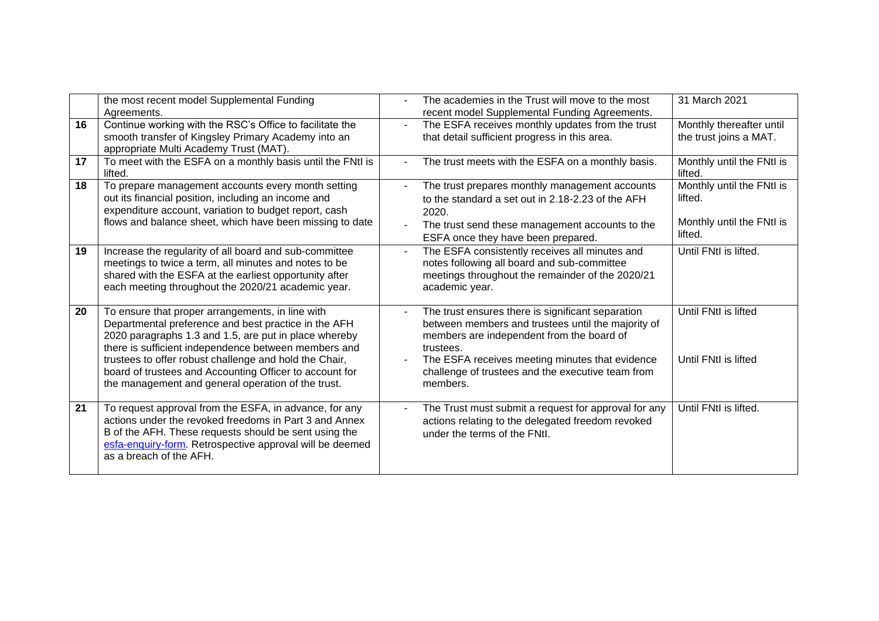| | | | |
|---|---|---|---|
| | the most recent model Supplemental Funding Agreements. | - The academies in the Trust will move to the most recent model Supplemental Funding Agreements. | 31 March 2021 |
| **16** | Continue working with the RSC's Office to facilitate the smooth transfer of Kingsley Primary Academy into an appropriate Multi Academy Trust (MAT). | - The ESFA receives monthly updates from the trust that detail sufficient progress in this area. | Monthly thereafter until the trust joins a MAT. |
| **17** | To meet with the ESFA on a monthly basis until the FNtI is lifted. | - The trust meets with the ESFA on a monthly basis. | Monthly until the FNtI is lifted. |
| **18** | To prepare management accounts every month setting out its financial position, including an income and expenditure account, variation to budget report, cash flows and balance sheet, which have been missing to date | - The trust prepares monthly management accounts to the standard a set out in 2.18-2.23 of the AFH 2020.<br>- The trust send these management accounts to the ESFA once they have been prepared. | Monthly until the FNtI is lifted.<br><br>Monthly until the FNtI is lifted. |
| **19** | Increase the regularity of all board and sub-committee meetings to twice a term, all minutes and notes to be shared with the ESFA at the earliest opportunity after each meeting throughout the 2020/21 academic year. | - The ESFA consistently receives all minutes and notes following all board and sub-committee meetings throughout the remainder of the 2020/21 academic year. | Until FNtI is lifted. |
| **20** | To ensure that proper arrangements, in line with Departmental preference and best practice in the AFH 2020 paragraphs 1.3 and 1.5, are put in place whereby there is sufficient independence between members and trustees to offer robust challenge and hold the Chair, board of trustees and Accounting Officer to account for the management and general operation of the trust. | - The trust ensures there is significant separation between members and trustees until the majority of members are independent from the board of trustees.<br>- The ESFA receives meeting minutes that evidence challenge of trustees and the executive team from members. | Until FNtI is lifted<br><br>Until FNtI is lifted |
| **21** | To request approval from the ESFA, in advance, for any actions under the revoked freedoms in Part 3 and Annex B of the AFH. These requests should be sent using the esfa-enquiry-form. Retrospective approval will be deemed as a breach of the AFH. | - The Trust must submit a request for approval for any actions relating to the delegated freedom revoked under the terms of the FNtI. | Until FNtI is lifted. |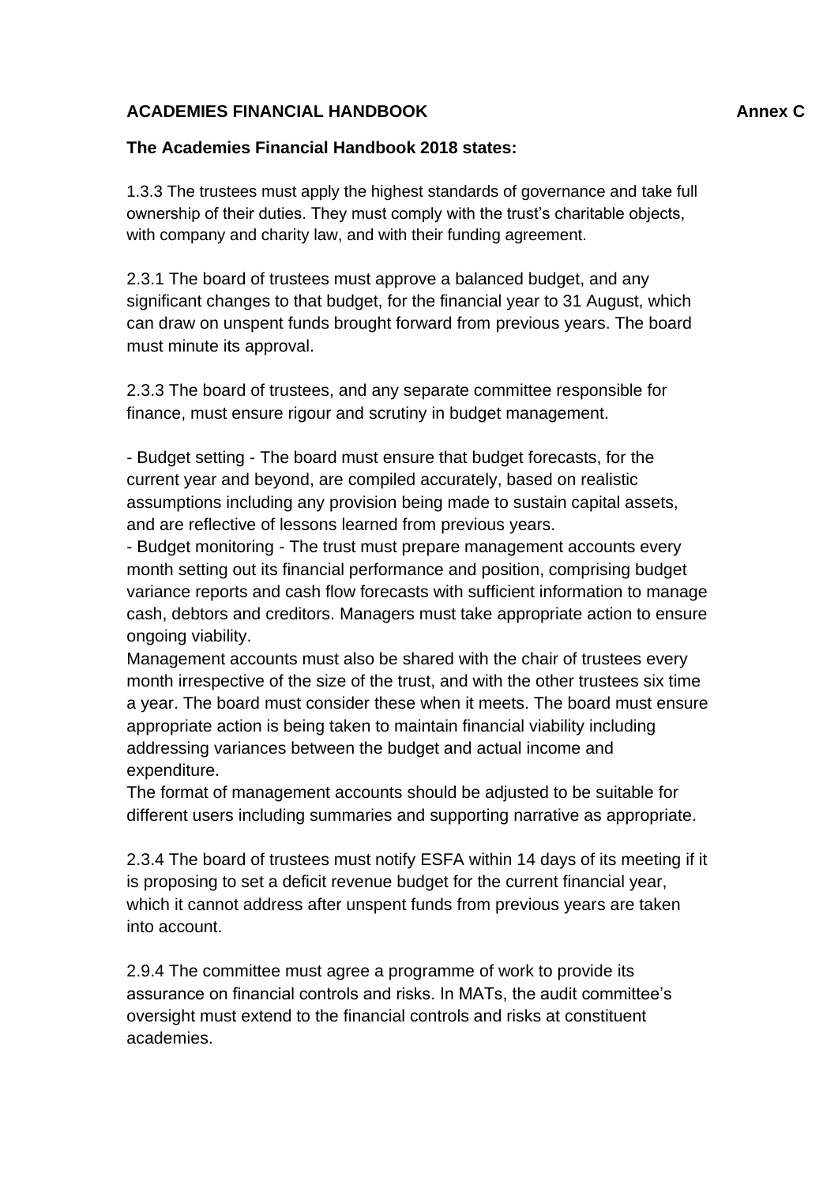**ACADEMIES FINANCIAL HANDBOOK** **Annex C**

**The Academies Financial Handbook 2018 states:**

1.3.3 The trustees must apply the highest standards of governance and take full ownership of their duties. They must comply with the trust's charitable objects, with company and charity law, and with their funding agreement.

2.3.1 The board of trustees must approve a balanced budget, and any significant changes to that budget, for the financial year to 31 August, which can draw on unspent funds brought forward from previous years. The board must minute its approval.

2.3.3 The board of trustees, and any separate committee responsible for finance, must ensure rigour and scrutiny in budget management.

- Budget setting - The board must ensure that budget forecasts, for the current year and beyond, are compiled accurately, based on realistic assumptions including any provision being made to sustain capital assets, and are reflective of lessons learned from previous years.
- Budget monitoring - The trust must prepare management accounts every month setting out its financial performance and position, comprising budget variance reports and cash flow forecasts with sufficient information to manage cash, debtors and creditors. Managers must take appropriate action to ensure ongoing viability.

Management accounts must also be shared with the chair of trustees every month irrespective of the size of the trust, and with the other trustees six time a year. The board must consider these when it meets. The board must ensure appropriate action is being taken to maintain financial viability including addressing variances between the budget and actual income and expenditure.

The format of management accounts should be adjusted to be suitable for different users including summaries and supporting narrative as appropriate.

2.3.4 The board of trustees must notify ESFA within 14 days of its meeting if it is proposing to set a deficit revenue budget for the current financial year, which it cannot address after unspent funds from previous years are taken into account.

2.9.4 The committee must agree a programme of work to provide its assurance on financial controls and risks. In MATs, the audit committee's oversight must extend to the financial controls and risks at constituent academies.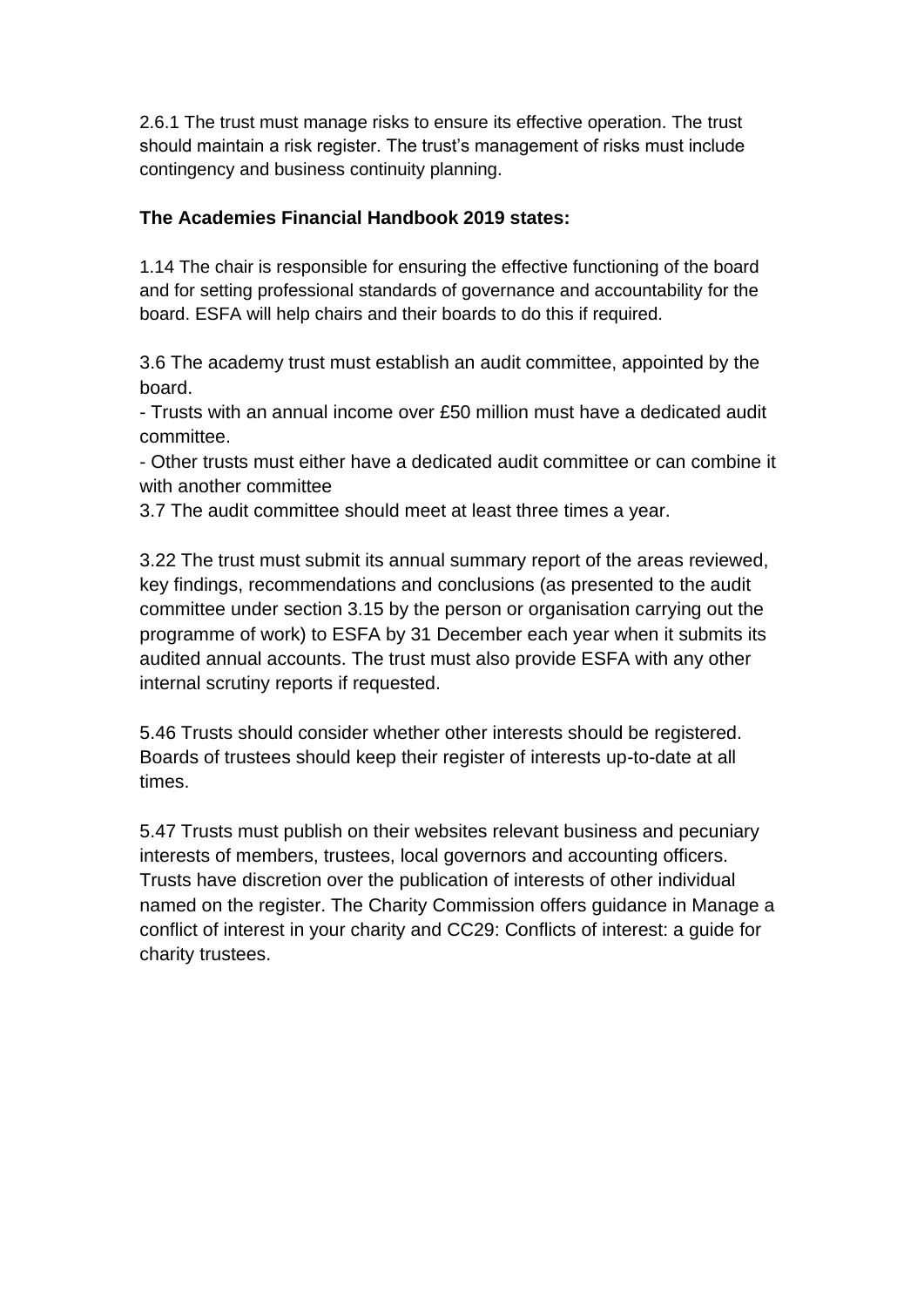2.6.1 The trust must manage risks to ensure its effective operation. The trust should maintain a risk register. The trust's management of risks must include contingency and business continuity planning.

**The Academies Financial Handbook 2019 states:**

1.14 The chair is responsible for ensuring the effective functioning of the board and for setting professional standards of governance and accountability for the board. ESFA will help chairs and their boards to do this if required.

3.6 The academy trust must establish an audit committee, appointed by the board.

- Trusts with an annual income over £50 million must have a dedicated audit committee.
- Other trusts must either have a dedicated audit committee or can combine it with another committee

3.7 The audit committee should meet at least three times a year.

3.22 The trust must submit its annual summary report of the areas reviewed, key findings, recommendations and conclusions (as presented to the audit committee under section 3.15 by the person or organisation carrying out the programme of work) to ESFA by 31 December each year when it submits its audited annual accounts. The trust must also provide ESFA with any other internal scrutiny reports if requested.

5.46 Trusts should consider whether other interests should be registered. Boards of trustees should keep their register of interests up-to-date at all times.

5.47 Trusts must publish on their websites relevant business and pecuniary interests of members, trustees, local governors and accounting officers. Trusts have discretion over the publication of interests of other individual named on the register. The Charity Commission offers guidance in Manage a conflict of interest in your charity and CC29: Conflicts of interest: a guide for charity trustees.